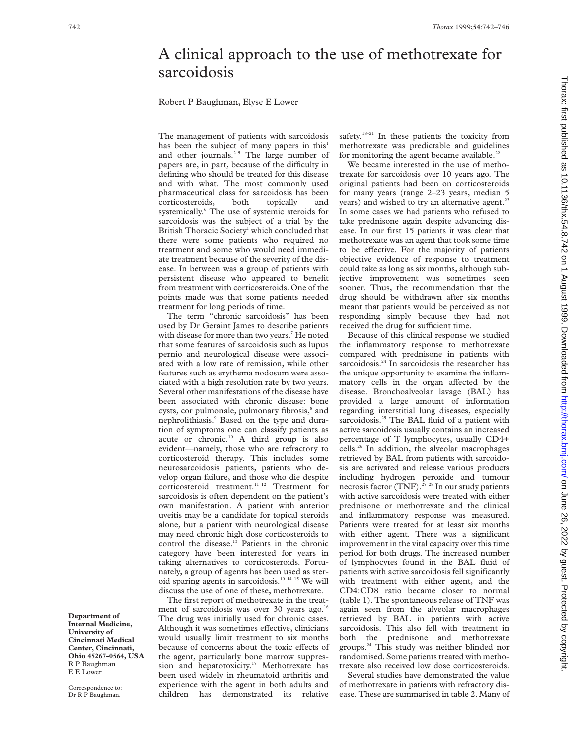# A clinical approach to the use of methotrexate for sarcoidosis

Robert P Baughman, Elyse E Lower

**Department of Internal Medicine, University of Cincinnati Medical Center, Cincinnati, Ohio 45267-0564, USA**
R P Baughman
E E Lower

Correspondence to:
Dr R P Baughman.

The management of patients with sarcoidosis has been the subject of many papers in this[1] and other journals.[2–5] The large number of papers are, in part, because of the difficulty in defining who should be treated for this disease and with what. The most commonly used pharmaceutical class for sarcoidosis has been corticosteroids, both topically and systemically.[6] The use of systemic steroids for sarcoidosis was the subject of a trial by the British Thoracic Society[1] which concluded that there were some patients who required no treatment and some who would need immediate treatment because of the severity of the disease. In between was a group of patients with persistent disease who appeared to benefit from treatment with corticosteroids. One of the points made was that some patients needed treatment for long periods of time.

The term "chronic sarcoidosis" has been used by Dr Geraint James to describe patients with disease for more than two years.[7] He noted that some features of sarcoidosis such as lupus pernio and neurological disease were associated with a low rate of remission, while other features such as erythema nodosum were associated with a high resolution rate by two years. Several other manifestations of the disease have been associated with chronic disease: bone cysts, cor pulmonale, pulmonary fibrosis,[8] and nephrolithiasis.[9] Based on the type and duration of symptoms one can classify patients as acute or chronic.[10] A third group is also evident—namely, those who are refractory to corticosteroid therapy. This includes some neurosarcoidosis patients, patients who develop organ failure, and those who die despite corticosteroid treatment.[11 12] Treatment for sarcoidosis is often dependent on the patient's own manifestation. A patient with anterior uveitis may be a candidate for topical steroids alone, but a patient with neurological disease may need chronic high dose corticosteroids to control the disease.[13] Patients in the chronic category have been interested for years in taking alternatives to corticosteroids. Fortunately, a group of agents has been used as steroid sparing agents in sarcoidosis.[10 14 15] We will discuss the use of one of these, methotrexate.

The first report of methotrexate in the treatment of sarcoidosis was over 30 years ago.[16] The drug was initially used for chronic cases. Although it was sometimes effective, clinicians would usually limit treatment to six months because of concerns about the toxic effects of the agent, particularly bone marrow suppression and hepatotoxicity.[17] Methotrexate has been used widely in rheumatoid arthritis and experience with the agent in both adults and children has demonstrated its relative safety.[18–21] In these patients the toxicity from methotrexate was predictable and guidelines for monitoring the agent became available.[22]

We became interested in the use of methotrexate for sarcoidosis over 10 years ago. The original patients had been on corticosteroids for many years (range 2–23 years, median 5 years) and wished to try an alternative agent.[23] In some cases we had patients who refused to take prednisone again despite advancing disease. In our first 15 patients it was clear that methotrexate was an agent that took some time to be effective. For the majority of patients objective evidence of response to treatment could take as long as six months, although subjective improvement was sometimes seen sooner. Thus, the recommendation that the drug should be withdrawn after six months meant that patients would be perceived as not responding simply because they had not received the drug for sufficient time.

Because of this clinical response we studied the inflammatory response to methotrexate compared with prednisone in patients with sarcoidosis.[24] In sarcoidosis the researcher has the unique opportunity to examine the inflammatory cells in the organ affected by the disease. Bronchoalveolar lavage (BAL) has provided a large amount of information regarding interstitial lung diseases, especially sarcoidosis.[25] The BAL fluid of a patient with active sarcoidosis usually contains an increased percentage of T lymphocytes, usually CD4+ cells.[26] In addition, the alveolar macrophages retrieved by BAL from patients with sarcoidosis are activated and release various products including hydrogen peroxide and tumour necrosis factor (TNF).[27 28] In our study patients with active sarcoidosis were treated with either prednisone or methotrexate and the clinical and inflammatory response was measured. Patients were treated for at least six months with either agent. There was a significant improvement in the vital capacity over this time period for both drugs. The increased number of lymphocytes found in the BAL fluid of patients with active sarcoidosis fell significantly with treatment with either agent, and the CD4:CD8 ratio became closer to normal (table 1). The spontaneous release of TNF was again seen from the alveolar macrophages retrieved by BAL in patients with active sarcoidosis. This also fell with treatment in both the prednisone and methotrexate groups.[24] This study was neither blinded nor randomised. Some patients treated with methotrexate also received low dose corticosteroids.

Several studies have demonstrated the value of methotrexate in patients with refractory disease. These are summarised in table 2. Many of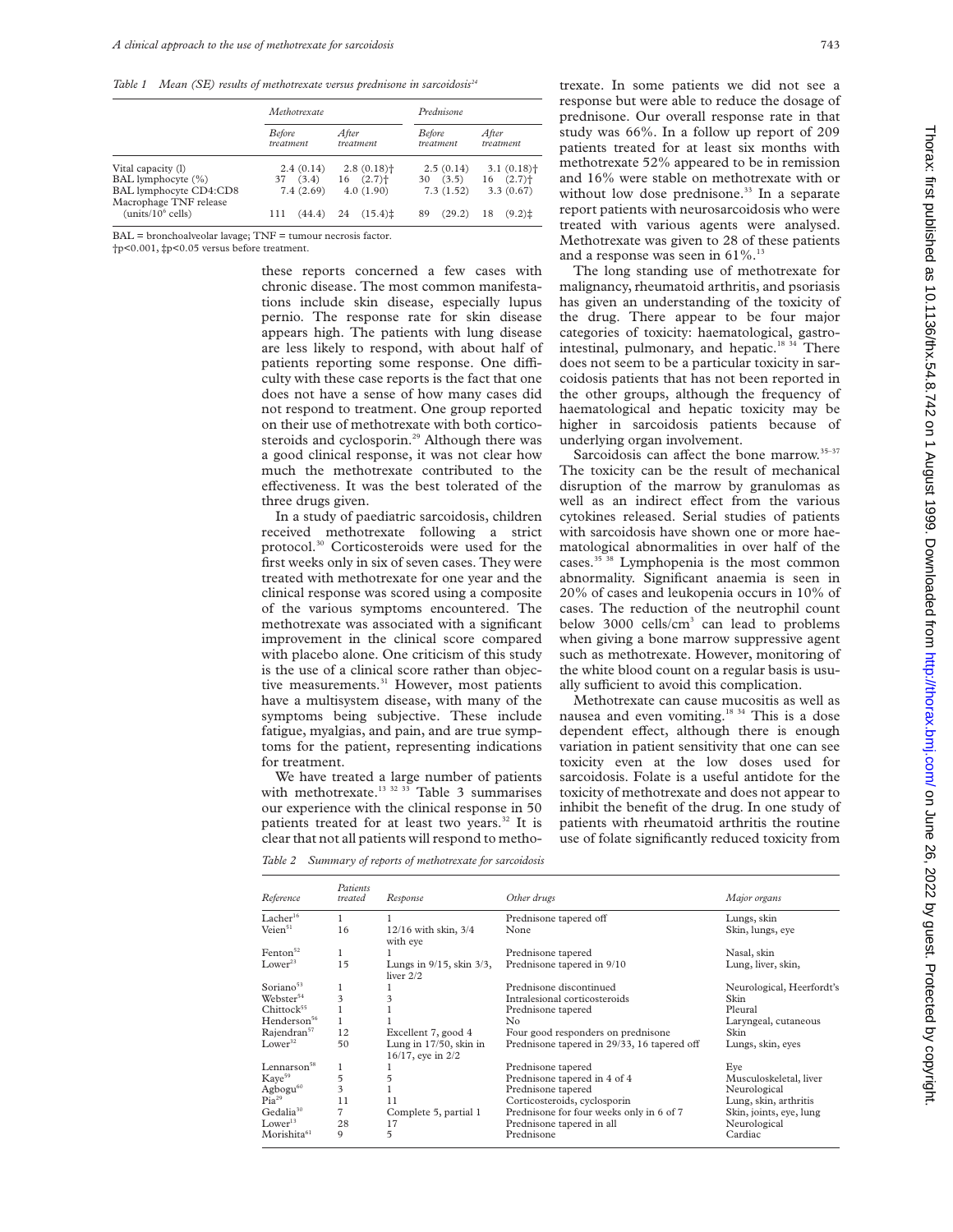*Table 1 Mean (SE) results of methotrexate versus prednisone in sarcoidosis[24]*

| | Methotrexate | | Prednisone | |
|---|---|---|---|---|
| | Before treatment | After treatment | Before treatment | After treatment |
| Vital capacity (l) | 2.4 (0.14) | 2.8 (0.18)† | 2.5 (0.14) | 3.1 (0.18)† |
| BAL lymphocyte (%) | 37 (3.4) | 16 (2.7)† | 30 (3.5) | 16 (2.7)† |
| BAL lymphocyte CD4:CD8 | 7.4 (2.69) | 4.0 (1.90) | 7.3 (1.52) | 3.3 (0.67) |
| Macrophage TNF release (units/$10^6$ cells) | 111 (44.4) | 24 (15.4)‡ | 89 (29.2) | 18 (9.2)‡ |

BAL = bronchoalveolar lavage; TNF = tumour necrosis factor.
†p<0.001, ‡p<0.05 versus before treatment.

these reports concerned a few cases with chronic disease. The most common manifestations include skin disease, especially lupus pernio. The response rate for skin disease appears high. The patients with lung disease are less likely to respond, with about half of patients reporting some response. One difficulty with these case reports is the fact that one does not have a sense of how many cases did not respond to treatment. One group reported on their use of methotrexate with both corticosteroids and cyclosporin.[29] Although there was a good clinical response, it was not clear how much the methotrexate contributed to the effectiveness. It was the best tolerated of the three drugs given.

In a study of paediatric sarcoidosis, children received methotrexate following a strict protocol.[30] Corticosteroids were used for the first weeks only in six of seven cases. They were treated with methotrexate for one year and the clinical response was scored using a composite of the various symptoms encountered. The methotrexate was associated with a significant improvement in the clinical score compared with placebo alone. One criticism of this study is the use of a clinical score rather than objective measurements.[31] However, most patients have a multisystem disease, with many of the symptoms being subjective. These include fatigue, myalgias, and pain, and are true symptoms for the patient, representing indications for treatment.

We have treated a large number of patients with methotrexate.[13 32 33] Table 3 summarises our experience with the clinical response in 50 patients treated for at least two years.[32] It is clear that not all patients will respond to methotrexate. In some patients we did not see a response but were able to reduce the dosage of prednisone. Our overall response rate in that study was 66%. In a follow up report of 209 patients treated for at least six months with methotrexate 52% appeared to be in remission and 16% were stable on methotrexate with or without low dose prednisone.[33] In a separate report patients with neurosarcoidosis who were treated with various agents were analysed. Methotrexate was given to 28 of these patients and a response was seen in 61%.[13]

The long standing use of methotrexate for malignancy, rheumatoid arthritis, and psoriasis has given an understanding of the toxicity of the drug. There appear to be four major categories of toxicity: haematological, gastrointestinal, pulmonary, and hepatic.[18 34] There does not seem to be a particular toxicity in sarcoidosis patients that has not been reported in the other groups, although the frequency of haematological and hepatic toxicity may be higher in sarcoidosis patients because of underlying organ involvement.

Sarcoidosis can affect the bone marrow.[35–37] The toxicity can be the result of mechanical disruption of the marrow by granulomas as well as an indirect effect from the various cytokines released. Serial studies of patients with sarcoidosis have shown one or more haematological abnormalities in over half of the cases.[35 38] Lymphopenia is the most common abnormality. Significant anaemia is seen in 20% of cases and leukopenia occurs in 10% of cases. The reduction of the neutrophil count below 3000 cells/$cm^3$ can lead to problems when giving a bone marrow suppressive agent such as methotrexate. However, monitoring of the white blood count on a regular basis is usually sufficient to avoid this complication.

Methotrexate can cause mucositis as well as nausea and even vomiting.[18 34] This is a dose dependent effect, although there is enough variation in patient sensitivity that one can see toxicity even at the low doses used for sarcoidosis. Folate is a useful antidote for the toxicity of methotrexate and does not appear to inhibit the benefit of the drug. In one study of patients with rheumatoid arthritis the routine use of folate significantly reduced toxicity from

*Table 2 Summary of reports of methotrexate for sarcoidosis*

| Reference | Patients treated | Response | Other drugs | Major organs |
|---|---|---|---|---|
| Lacher[16] | 1 | 1 | Prednisone tapered off | Lungs, skin |
| Veien[51] | 16 | 12/16 with skin, 3/4 with eye | None | Skin, lungs, eye |
| Fenton[52] | 1 | 1 | Prednisone tapered | Nasal, skin |
| Lower[23] | 15 | Lungs in 9/15, skin 3/3, liver 2/2 | Prednisone tapered in 9/10 | Lung, liver, skin, |
| Soriano[53] | 1 | 1 | Prednisone discontinued | Neurological, Heerfordt's |
| Webster[54] | 3 | 3 | Intralesional corticosteroids | Skin |
| Chittock[55] | 1 | 1 | Prednisone tapered | Pleural |
| Henderson[56] | 1 | 1 | No | Laryngeal, cutaneous |
| Rajendran[57] | 12 | Excellent 7, good 4 | Four good responders on prednisone | Skin |
| Lower[32] | 50 | Lung in 17/50, skin in 16/17, eye in 2/2 | Prednisone tapered in 29/33, 16 tapered off | Lungs, skin, eyes |
| Lennarson[58] | 1 | 1 | Prednisone tapered | Eye |
| Kaye[59] | 5 | 5 | Prednisone tapered in 4 of 4 | Musculoskeletal, liver |
| Agbogu[60] | 3 | 1 | Prednisone tapered | Neurological |
| Pia[29] | 11 | 11 | Corticosteroids, cyclosporin | Lung, skin, arthritis |
| Gedalia[30] | 7 | Complete 5, partial 1 | Prednisone for four weeks only in 6 of 7 | Skin, joints, eye, lung |
| Lower[13] | 28 | 17 | Prednisone tapered in all | Neurological |
| Morishita[61] | 9 | 5 | Prednisone | Cardiac |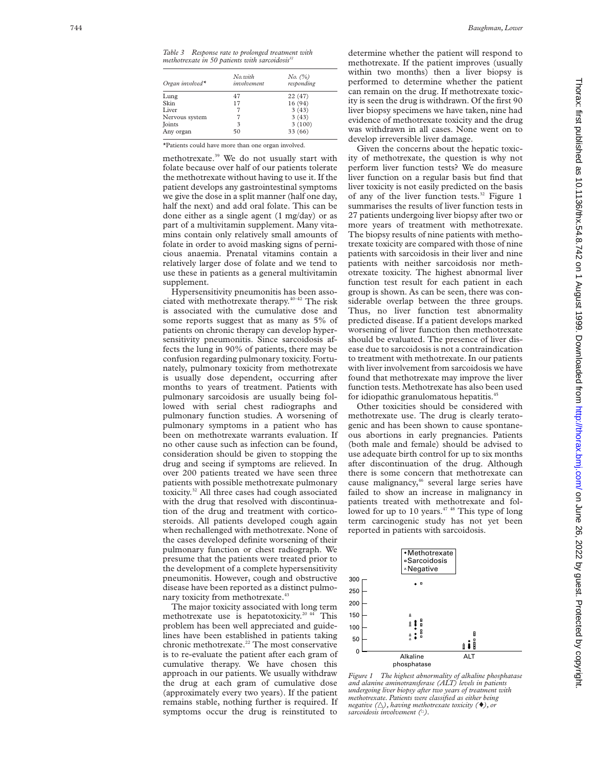*Table 3 Response rate to prolonged treatment with methotrexate in 50 patients with sarcoidosis[32]*

| Organ involved* | No. with involvement | No. (%) responding |
|---|---|---|
| Lung | 47 | 22 (47) |
| Skin | 17 | 16 (94) |
| Liver | 7 | 3 (43) |
| Nervous system | 7 | 3 (43) |
| Joints | 3 | 3 (100) |
| Any organ | 50 | 33 (66) |

*Patients could have more than one organ involved.

methotrexate.[39] We do not usually start with folate because over half of our patients tolerate the methotrexate without having to use it. If the patient develops any gastrointestinal symptoms we give the dose in a split manner (half one day, half the next) and add oral folate. This can be done either as a single agent (1 mg/day) or as part of a multivitamin supplement. Many vitamins contain only relatively small amounts of folate in order to avoid masking signs of pernicious anaemia. Prenatal vitamins contain a relatively larger dose of folate and we tend to use these in patients as a general multivitamin supplement.

Hypersensitivity pneumonitis has been associated with methotrexate therapy.[40–42] The risk is associated with the cumulative dose and some reports suggest that as many as 5% of patients on chronic therapy can develop hypersensitivity pneumonitis. Since sarcoidosis affects the lung in 90% of patients, there may be confusion regarding pulmonary toxicity. Fortunately, pulmonary toxicity from methotrexate is usually dose dependent, occurring after months to years of treatment. Patients with pulmonary sarcoidosis are usually being followed with serial chest radiographs and pulmonary function studies. A worsening of pulmonary symptoms in a patient who has been on methotrexate warrants evaluation. If no other cause such as infection can be found, consideration should be given to stopping the drug and seeing if symptoms are relieved. In over 200 patients treated we have seen three patients with possible methotrexate pulmonary toxicity.[32] All three cases had cough associated with the drug that resolved with discontinuation of the drug and treatment with corticosteroids. All patients developed cough again when rechallenged with methotrexate. None of the cases developed definite worsening of their pulmonary function or chest radiograph. We presume that the patients were treated prior to the development of a complete hypersensitivity pneumonitis. However, cough and obstructive disease have been reported as a distinct pulmonary toxicity from methotrexate.[43]

The major toxicity associated with long term methotrexate use is hepatotoxicity.[20 44] This problem has been well appreciated and guidelines have been established in patients taking chronic methotrexate.[22] The most conservative is to re-evaluate the patient after each gram of cumulative therapy. We have chosen this approach in our patients. We usually withdraw the drug at each gram of cumulative dose (approximately every two years). If the patient remains stable, nothing further is required. If symptoms occur the drug is reinstituted to determine whether the patient will respond to methotrexate. If the patient improves (usually within two months) then a liver biopsy is performed to determine whether the patient can remain on the drug. If methotrexate toxicity is seen the drug is withdrawn. Of the first 90 liver biopsy specimens we have taken, nine had evidence of methotrexate toxicity and the drug was withdrawn in all cases. None went on to develop irreversible liver damage.

Given the concerns about the hepatic toxicity of methotrexate, the question is why not perform liver function tests? We do measure liver function on a regular basis but find that liver toxicity is not easily predicted on the basis of any of the liver function tests.[32] Figure 1 summarises the results of liver function tests in 27 patients undergoing liver biopsy after two or more years of treatment with methotrexate. The biopsy results of nine patients with methotrexate toxicity are compared with those of nine patients with sarcoidosis in their liver and nine patients with neither sarcoidosis nor methotrexate toxicity. The highest abnormal liver function test result for each patient in each group is shown. As can be seen, there was considerable overlap between the three groups. Thus, no liver function test abnormality predicted disease. If a patient develops marked worsening of liver function then methotrexate should be evaluated. The presence of liver disease due to sarcoidosis is not a contraindication to treatment with methotrexate. In our patients with liver involvement from sarcoidosis we have found that methotrexate may improve the liver function tests. Methotrexate has also been used for idiopathic granulomatous hepatitis.[45]

Other toxicities should be considered with methotrexate use. The drug is clearly teratogenic and has been shown to cause spontaneous abortions in early pregnancies. Patients (both male and female) should be advised to use adequate birth control for up to six months after discontinuation of the drug. Although there is some concern that methotrexate can cause malignancy,[46] several large series have failed to show an increase in malignancy in patients treated with methotrexate and followed for up to 10 years.[47 48] This type of long term carcinogenic study has not yet been reported in patients with sarcoidosis.

*Figure 1 The highest abnormality of alkaline phosphatase and alanine aminotransferase (ALT) levels in patients undergoing liver biopsy after two years of treatment with methotrexate. Patients were classified as either being negative (△), having methotrexate toxicity (♦), or sarcoidosis involvement (□).*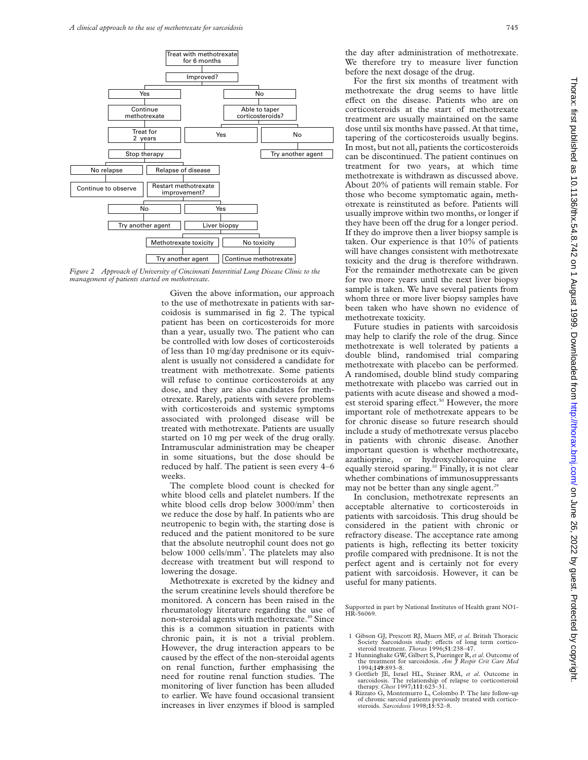Treat with methotrexate for 6 months

Improved?

Yes

No

Continue methotrexate

Able to taper corticosteroids?

Treat for 2 years

Yes

No

Stop therapy

Try another agent

No relapse

Relapse of disease

Continue to observe

Restart methotrexate improvement?

No

Yes

Try another agent

Liver biopsy

Methotrexate toxicity

No toxicity

Try another agent

Continue methotrexate

*Figure 2 Approach of University of Cincinnati Interstitial Lung Disease Clinic to the management of patients started on methotrexate.*

Given the above information, our approach to the use of methotrexate in patients with sarcoidosis is summarised in fig 2. The typical patient has been on corticosteroids for more than a year, usually two. The patient who can be controlled with low doses of corticosteroids of less than 10 mg/day prednisone or its equivalent is usually not considered a candidate for treatment with methotrexate. Some patients will refuse to continue corticosteroids at any dose, and they are also candidates for methotrexate. Rarely, patients with severe problems with corticosteroids and systemic symptoms associated with prolonged disease will be treated with methotrexate. Patients are usually started on 10 mg per week of the drug orally. Intramuscular administration may be cheaper in some situations, but the dose should be reduced by half. The patient is seen every 4–6 weeks.

The complete blood count is checked for white blood cells and platelet numbers. If the white blood cells drop below 3000/mm$^3$ then we reduce the dose by half. In patients who are neutropenic to begin with, the starting dose is reduced and the patient monitored to be sure that the absolute neutrophil count does not go below 1000 cells/mm$^3$. The platelets may also decrease with treatment but will respond to lowering the dosage.

Methotrexate is excreted by the kidney and the serum creatinine levels should therefore be monitored. A concern has been raised in the rheumatology literature regarding the use of non-steroidal agents with methotrexate.[49] Since this is a common situation in patients with chronic pain, it is not a trivial problem. However, the drug interaction appears to be caused by the effect of the non-steroidal agents on renal function, further emphasising the need for routine renal function studies. The monitoring of liver function has been alluded to earlier. We have found occasional transient increases in liver enzymes if blood is sampled the day after administration of methotrexate. We therefore try to measure liver function before the next dosage of the drug.

For the first six months of treatment with methotrexate the drug seems to have little effect on the disease. Patients who are on corticosteroids at the start of methotrexate treatment are usually maintained on the same dose until six months have passed. At that time, tapering of the corticosteroids usually begins. In most, but not all, patients the corticosteroids can be discontinued. The patient continues on treatment for two years, at which time methotrexate is withdrawn as discussed above. About 20% of patients will remain stable. For those who become symptomatic again, methotrexate is reinstituted as before. Patients will usually improve within two months, or longer if they have been off the drug for a longer period. If they do improve then a liver biopsy sample is taken. Our experience is that 10% of patients will have changes consistent with methotrexate toxicity and the drug is therefore withdrawn. For the remainder methotrexate can be given for two more years until the next liver biopsy sample is taken. We have several patients from whom three or more liver biopsy samples have been taken who have shown no evidence of methotrexate toxicity.

Future studies in patients with sarcoidosis may help to clarify the role of the drug. Since methotrexate is well tolerated by patients a double blind, randomised trial comparing methotrexate with placebo can be performed. A randomised, double blind study comparing methotrexate with placebo was carried out in patients with acute disease and showed a modest steroid sparing effect.[50] However, the more important role of methotrexate appears to be for chronic disease so future research should include a study of methotrexate versus placebo in patients with chronic disease. Another important question is whether methotrexate, azathioprine, or hydroxychloroquine are equally steroid sparing.[10] Finally, it is not clear whether combinations of immunosuppressants may not be better than any single agent.[29]

In conclusion, methotrexate represents an acceptable alternative to corticosteroids in patients with sarcoidosis. This drug should be considered in the patient with chronic or refractory disease. The acceptance rate among patients is high, reflecting its better toxicity profile compared with prednisone. It is not the perfect agent and is certainly not for every patient with sarcoidosis. However, it can be useful for many patients.

Supported in part by National Institutes of Health grant NO1-HR-56069.

1 Gibson GJ, Prescott RJ, Muers MF, *et al*. British Thoracic Society Sarcoidosis study: effects of long term corticosteroid treatment. *Thorax* 1996;**51**:238–47.
2 Hunninghake GW, Gilbert S, Pueringer R, *et al*. Outcome of the treatment for sarcoidosis. *Am J Respir Crit Care Med* 1994;**149**:893–8.
3 Gottlieb JE, Israel HL, Steiner RM, *et al*. Outcome in sarcoidosis. The relationship of relapse to corticosteroid therapy. *Chest* 1997;**111**:623–31.
4 Rizzato G, Montemurro L, Colombo P. The late follow-up of chronic sarcoid patients previously treated with corticosteroids. *Sarcoidosis* 1998;**15**:52–8.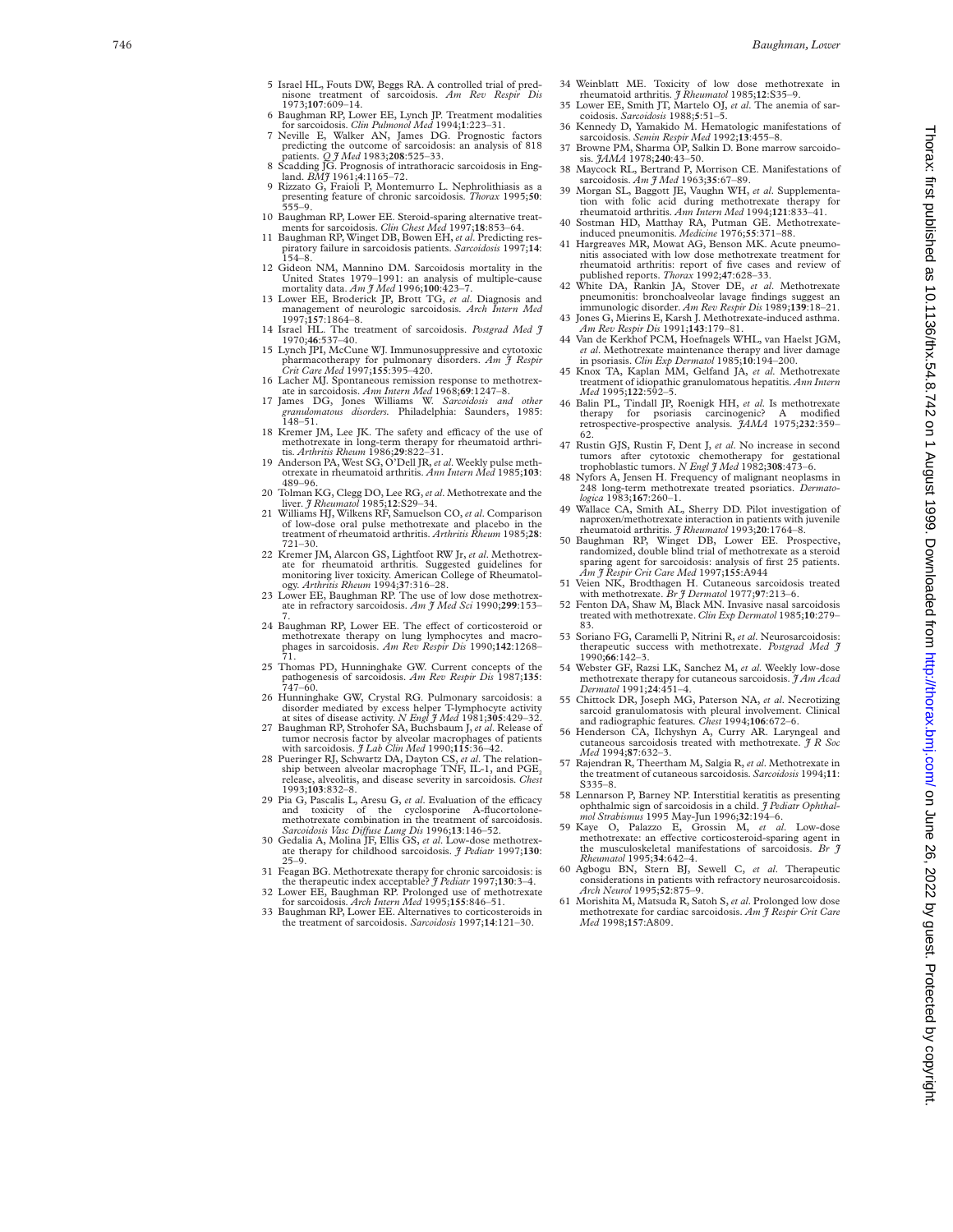5 Israel HL, Fouts DW, Beggs RA. A controlled trial of prednisone treatment of sarcoidosis. *Am Rev Respir Dis* 1973;**107**:609–14.

6 Baughman RP, Lower EE, Lynch JP. Treatment modalities for sarcoidosis. *Clin Pulmonol Med* 1994;**1**:223–31.

7 Neville E, Walker AN, James DG. Prognostic factors predicting the outcome of sarcoidosis: an analysis of 818 patients. *Q J Med* 1983;**208**:525–33.

8 Scadding JG. Prognosis of intrathoracic sarcoidosis in England. *BMJ* 1961;**4**:1165–72.

9 Rizzato G, Fraioli P, Montemurro L. Nephrolithiasis as a presenting feature of chronic sarcoidosis. *Thorax* 1995;**50**:555–9.

10 Baughman RP, Lower EE. Steroid-sparing alternative treatments for sarcoidosis. *Clin Chest Med* 1997;**18**:853–64.

11 Baughman RP, Winget DB, Bowen EH, *et al*. Predicting respiratory failure in sarcoidosis patients. *Sarcoidosis* 1997;**14**:154–8.

12 Gideon NM, Mannino DM. Sarcoidosis mortality in the United States 1979–1991: an analysis of multiple-cause mortality data. *Am J Med* 1996;**100**:423–7.

13 Lower EE, Broderick JP, Brott TG, *et al*. Diagnosis and management of neurologic sarcoidosis. *Arch Intern Med* 1997;**157**:1864–8.

14 Israel HL. The treatment of sarcoidosis. *Postgrad Med J* 1970;**46**:537–40.

15 Lynch JPI, McCune WJ. Immunosuppressive and cytotoxic pharmacotherapy for pulmonary disorders. *Am J Respir Crit Care Med* 1997;**155**:395–420.

16 Lacher MJ. Spontaneous remission response to methotrexate in sarcoidosis. *Ann Intern Med* 1968;**69**:1247–8.

17 James DG, Jones Williams W. *Sarcoidosis and other granulomatous disorders*. Philadelphia: Saunders, 1985: 148–51.

18 Kremer JM, Lee JK. The safety and efficacy of the use of methotrexate in long-term therapy for rheumatoid arthritis. *Arthritis Rheum* 1986;**29**:822–31.

19 Anderson PA, West SG, O'Dell JR, *et al*. Weekly pulse methotrexate in rheumatoid arthritis. *Ann Intern Med* 1985;**103**:489–96.

20 Tolman KG, Clegg DO, Lee RG, *et al*. Methotrexate and the liver. *J Rheumatol* 1985;**12**:S29–34.

21 Williams HJ, Wilkens RF, Samuelson CO, *et al*. Comparison of low-dose oral pulse methotrexate and placebo in the treatment of rheumatoid arthritis. *Arthritis Rheum* 1985;**28**:721–30.

22 Kremer JM, Alarcon GS, Lightfoot RW Jr, *et al*. Methotrexate for rheumatoid arthritis. Suggested guidelines for monitoring liver toxicity. American College of Rheumatology. *Arthritis Rheum* 1994;**37**:316–28.

23 Lower EE, Baughman RP. The use of low dose methotrexate in refractory sarcoidosis. *Am J Med Sci* 1990;**299**:153–7.

24 Baughman RP, Lower EE. The effect of corticosteroid or methotrexate therapy on lung lymphocytes and macrophages in sarcoidosis. *Am Rev Respir Dis* 1990;**142**:1268–71.

25 Thomas PD, Hunninghake GW. Current concepts of the pathogenesis of sarcoidosis. *Am Rev Respir Dis* 1987;**135**:747–60.

26 Hunninghake GW, Crystal RG. Pulmonary sarcoidosis: a disorder mediated by excess helper T-lymphocyte activity at sites of disease activity. *N Engl J Med* 1981;**305**:429–32.

27 Baughman RP, Strohofer SA, Buchsbaum J, *et al*. Release of tumor necrosis factor by alveolar macrophages of patients with sarcoidosis. *J Lab Clin Med* 1990;**115**:36–42.

28 Pueringer RJ, Schwartz DA, Dayton CS, *et al*. The relationship between alveolar macrophage TNF, IL-1, and $PGE_2$ release, alveolitis, and disease severity in sarcoidosis. *Chest* 1993;**103**:832–8.

29 Pia G, Pascalis L, Aresu G, *et al*. Evaluation of the efficacy and toxicity of the cyclosporine A-flucortolone-methotrexate combination in the treatment of sarcoidosis. *Sarcoidosis Vasc Diffuse Lung Dis* 1996;**13**:146–52.

30 Gedalia A, Molina JF, Ellis GS, *et al*. Low-dose methotrexate therapy for childhood sarcoidosis. *J Pediatr* 1997;**130**:25–9.

31 Feagan BG. Methotrexate therapy for chronic sarcoidosis: is the therapeutic index acceptable? *J Pediatr* 1997;**130**:3–4.

32 Lower EE, Baughman RP. Prolonged use of methotrexate for sarcoidosis. *Arch Intern Med* 1995;**155**:846–51.

33 Baughman RP, Lower EE. Alternatives to corticosteroids in the treatment of sarcoidosis. *Sarcoidosis* 1997;**14**:121–30.

34 Weinblatt ME. Toxicity of low dose methotrexate in rheumatoid arthritis. *J Rheumatol* 1985;**12**:S35–9.

35 Lower EE, Smith JT, Martelo OJ, *et al*. The anemia of sarcoidosis. *Sarcoidosis* 1988;**5**:51–5.

36 Kennedy D, Yamakido M. Hematologic manifestations of sarcoidosis. *Semin Respir Med* 1992;**13**:455–8.

37 Browne PM, Sharma OP, Salkin D. Bone marrow sarcoidosis. *JAMA* 1978;**240**:43–50.

38 Maycock RL, Bertrand P, Morrison CE. Manifestations of sarcoidosis. *Am J Med* 1963;**35**:67–89.

39 Morgan SL, Baggott JE, Vaughn WH, *et al*. Supplementation with folic acid during methotrexate therapy for rheumatoid arthritis. *Ann Intern Med* 1994;**121**:833–41.

40 Sostman HD, Matthay RA, Putman GE. Methotrexate-induced pneumonitis. *Medicine* 1976;**55**:371–88.

41 Hargreaves MR, Mowat AG, Benson MK. Acute pneumonitis associated with low dose methotrexate treatment for rheumatoid arthritis: report of five cases and review of published reports. *Thorax* 1992;**47**:628–33.

42 White DA, Rankin JA, Stover DE, *et al*. Methotrexate pneumonitis: bronchoalveolar lavage findings suggest an immunologic disorder. *Am Rev Respir Dis* 1989;**139**:18–21.

43 Jones G, Mierins E, Karsh J. Methotrexate-induced asthma. *Am Rev Respir Dis* 1991;**143**:179–81.

44 Van de Kerkhof PCM, Hoefnagels WHL, van Haelst JGM, *et al*. Methotrexate maintenance therapy and liver damage in psoriasis. *Clin Exp Dermatol* 1985;**10**:194–200.

45 Knox TA, Kaplan MM, Gelfand JA, *et al*. Methotrexate treatment of idiopathic granulomatous hepatitis. *Ann Intern Med* 1995;**122**:592–5.

46 Balin PL, Tindall JP, Roenigk HH, *et al*. Is methotrexate therapy for psoriasis carcinogenic? A modified retrospective-prospective analysis. *JAMA* 1975;**232**:359–62.

47 Rustin GJS, Rustin F, Dent J, *et al*. No increase in second tumors after cytotoxic chemotherapy for gestational trophoblastic tumors. *N Engl J Med* 1982;**308**:473–6.

48 Nyfors A, Jensen H. Frequency of malignant neoplasms in 248 long-term methotrexate treated psoriatics. *Dermatologica* 1983;**167**:260–1.

49 Wallace CA, Smith AL, Sherry DD. Pilot investigation of naproxen/methotrexate interaction in patients with juvenile rheumatoid arthritis. *J Rheumatol* 1993;**20**:1764–8.

50 Baughman RP, Winget DB, Lower EE. Prospective, randomized, double blind trial of methotrexate as a steroid sparing agent for sarcoidosis: analysis of first 25 patients. *Am J Respir Crit Care Med* 1997;**155**:A944

51 Veien NK, Brodthagen H. Cutaneous sarcoidosis treated with methotrexate. *Br J Dermatol* 1977;**97**:213–6.

52 Fenton DA, Shaw M, Black MN. Invasive nasal sarcoidosis treated with methotrexate. *Clin Exp Dermatol* 1985;**10**:279–83.

53 Soriano FG, Caramelli P, Nitrini R, *et al*. Neurosarcoidosis: therapeutic success with methotrexate. *Postgrad Med J* 1990;**66**:142–3.

54 Webster GF, Razsi LK, Sanchez M, *et al*. Weekly low-dose methotrexate therapy for cutaneous sarcoidosis. *J Am Acad Dermatol* 1991;**24**:451–4.

55 Chittock DR, Joseph MG, Paterson NA, *et al*. Necrotizing sarcoid granulomatosis with pleural involvement. Clinical and radiographic features. *Chest* 1994;**106**:672–6.

56 Henderson CA, Ilchyshyn A, Curry AR. Laryngeal and cutaneous sarcoidosis treated with methotrexate. *J R Soc Med* 1994;**87**:632–3.

57 Rajendran R, Theertham M, Salgia R, *et al*. Methotrexate in the treatment of cutaneous sarcoidosis. *Sarcoidosis* 1994;**11**:S335–8.

58 Lennarson P, Barney NP. Interstitial keratitis as presenting ophthalmic sign of sarcoidosis in a child. *J Pediatr Ophthalmol Strabismus* 1995 May-Jun 1996;**32**:194–6.

59 Kaye O, Palazzo E, Grossin M, *et al*. Low-dose methotrexate: an effective corticosteroid-sparing agent in the musculoskeletal manifestations of sarcoidosis. *Br J Rheumatol* 1995;**34**:642–4.

60 Agbogu BN, Stern BJ, Sewell C, *et al*. Therapeutic considerations in patients with refractory neurosarcoidosis. *Arch Neurol* 1995;**52**:875–9.

61 Morishita M, Matsuda R, Satoh S, *et al*. Prolonged low dose methotrexate for cardiac sarcoidosis. *Am J Respir Crit Care Med* 1998;**157**:A809.